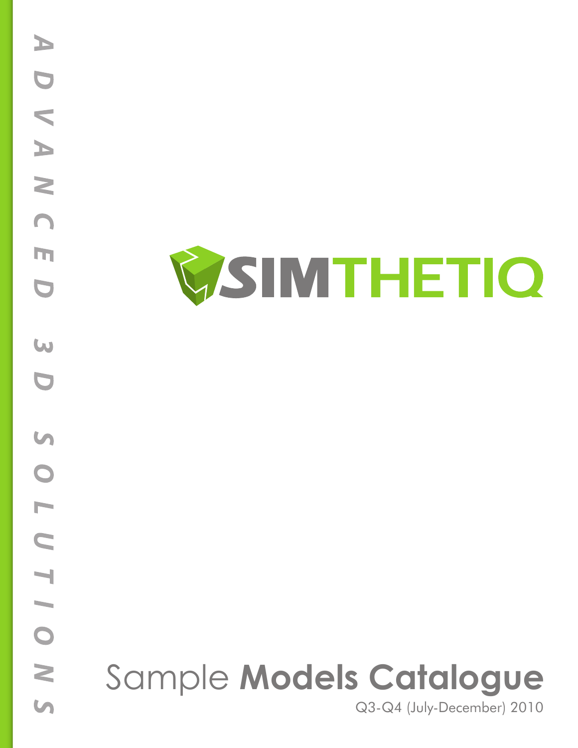ADVANCED 3D SOLUTIONS

# SIMTHETIQ

# Sample **Models Catalogue**

Q3-Q4 (July-December) 2010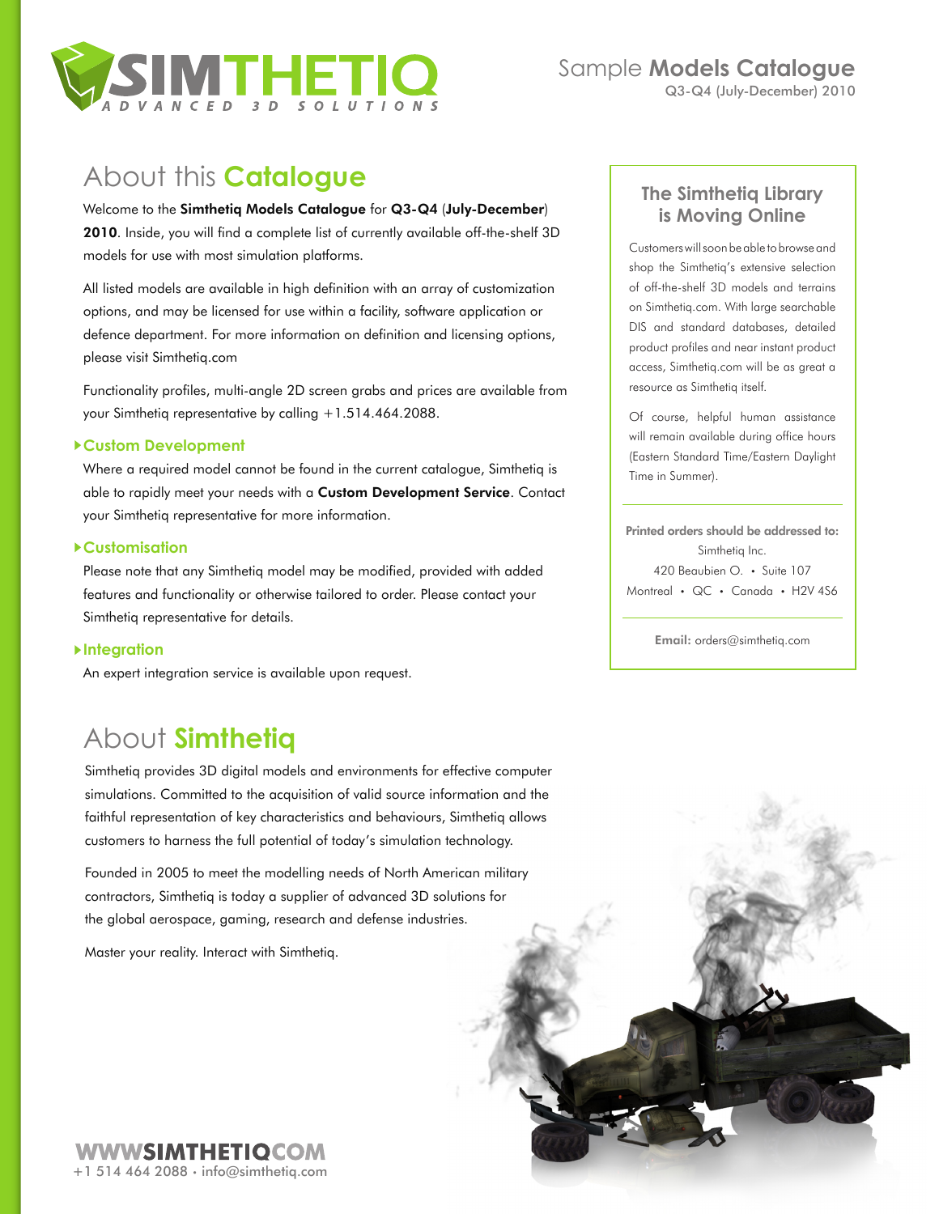# SIMTHETIQ

ADVANCED 3D SOLUTIONS

Sample **Models Catalogue**
Q3-Q4 (July-December) 2010

## About this **Catalogue**

Welcome to the **Simthetiq Models Catalogue** for **Q3-Q4** (**July-December**) **2010**. Inside, you will find a complete list of currently available off-the-shelf 3D models for use with most simulation platforms.

All listed models are available in high definition with an array of customization options, and may be licensed for use within a facility, software application or defence department. For more information on definition and licensing options, please visit Simthetiq.com

Functionality profiles, multi-angle 2D screen grabs and prices are available from your Simthetiq representative by calling +1.514.464.2088.

### Custom Development

Where a required model cannot be found in the current catalogue, Simthetiq is able to rapidly meet your needs with a **Custom Development Service**. Contact your Simthetiq representative for more information.

### Customisation

Please note that any Simthetiq model may be modified, provided with added features and functionality or otherwise tailored to order. Please contact your Simthetiq representative for details.

### Integration

An expert integration service is available upon request.

### The Simthetiq Library is Moving Online

Customers will soon be able to browse and shop the Simthetiq's extensive selection of off-the-shelf 3D models and terrains on Simthetiq.com. With large searchable DIS and standard databases, detailed product profiles and near instant product access, Simthetiq.com will be as great a resource as Simthetiq itself.

Of course, helpful human assistance will remain available during office hours (Eastern Standard Time/Eastern Daylight Time in Summer).

**Printed orders should be addressed to:**
Simthetiq Inc.
420 Beaubien O. • Suite 107
Montreal • QC • Canada • H2V 4S6

**Email:** orders@simthetiq.com

## About **Simthetiq**

Simthetiq provides 3D digital models and environments for effective computer simulations. Committed to the acquisition of valid source information and the faithful representation of key characteristics and behaviours, Simthetiq allows customers to harness the full potential of today's simulation technology.

Founded in 2005 to meet the modelling needs of North American military contractors, Simthetiq is today a supplier of advanced 3D solutions for the global aerospace, gaming, research and defense industries.

Master your reality. Interact with Simthetiq.

**WWWSIMTHETIQCOM**
+1 514 464 2088 • info@simthetiq.com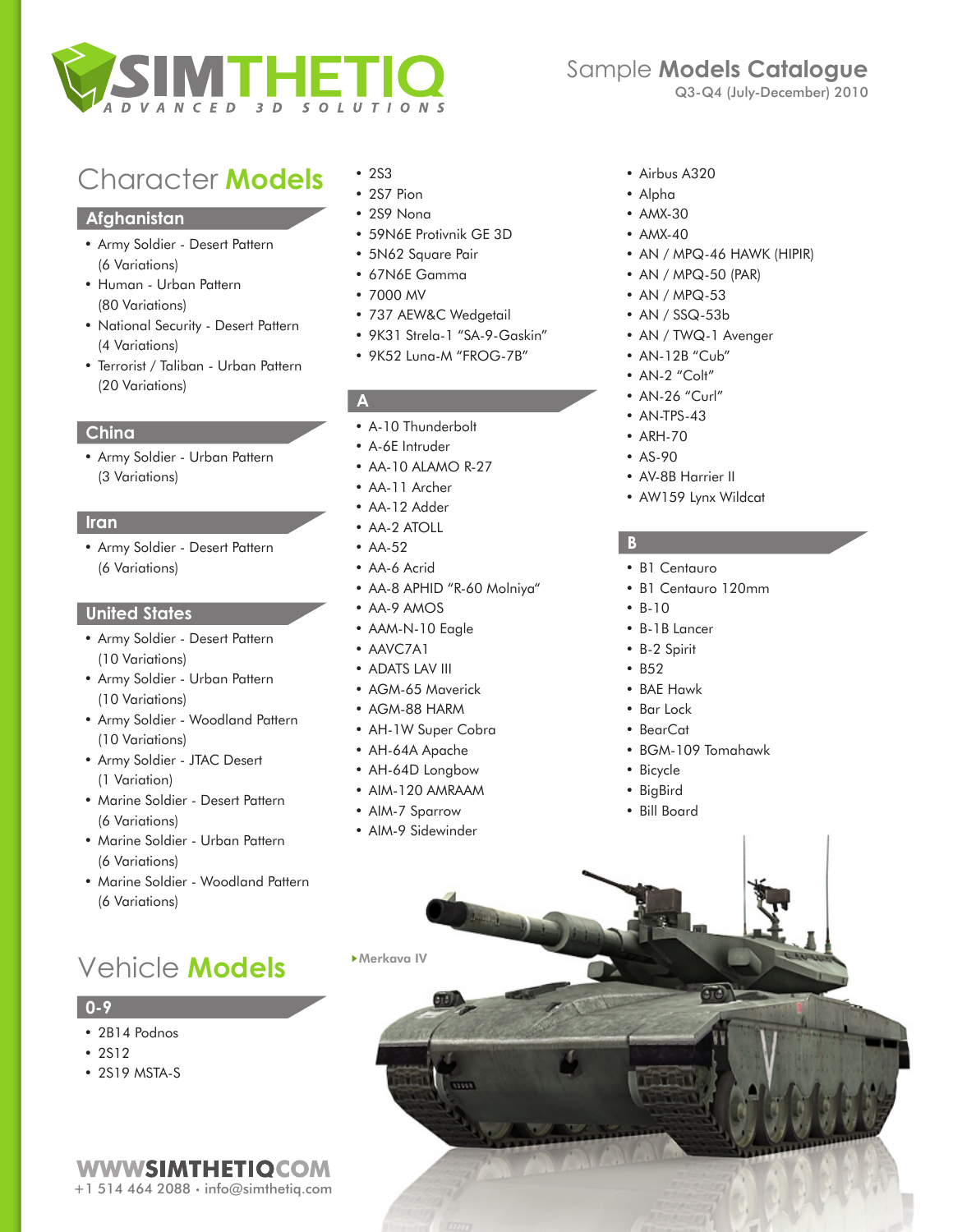# SIMTHETIQ
ADVANCED 3D SOLUTIONS

Sample **Models Catalogue**
Q3-Q4 (July-December) 2010

## Character **Models**

### Afghanistan

- Army Soldier - Desert Pattern (6 Variations)
- Human - Urban Pattern (80 Variations)
- National Security - Desert Pattern (4 Variations)
- Terrorist / Taliban - Urban Pattern (20 Variations)

### China

- Army Soldier - Urban Pattern (3 Variations)

### Iran

- Army Soldier - Desert Pattern (6 Variations)

### United States

- Army Soldier - Desert Pattern (10 Variations)
- Army Soldier - Urban Pattern (10 Variations)
- Army Soldier - Woodland Pattern (10 Variations)
- Army Soldier - JTAC Desert (1 Variation)
- Marine Soldier - Desert Pattern (6 Variations)
- Marine Soldier - Urban Pattern (6 Variations)
- Marine Soldier - Woodland Pattern (6 Variations)

## Vehicle **Models**

### 0-9

- 2B14 Podnos
- 2S12
- 2S19 MSTA-S
- 2S3
- 2S7 Pion
- 2S9 Nona
- 59N6E Protivnik GE 3D
- 5N62 Square Pair
- 67N6E Gamma
- 7000 MV
- 737 AEW&C Wedgetail
- 9K31 Strela-1 "SA-9-Gaskin"
- 9K52 Luna-M "FROG-7B"

### A

- A-10 Thunderbolt
- A-6E Intruder
- AA-10 ALAMO R-27
- AA-11 Archer
- AA-12 Adder
- AA-2 ATOLL
- AA-52
- AA-6 Acrid
- AA-8 APHID "R-60 Molniya"
- AA-9 AMOS
- AAM-N-10 Eagle
- AAVC7A1
- ADATS LAV III
- AGM-65 Maverick
- AGM-88 HARM
- AH-1W Super Cobra
- AH-64A Apache
- AH-64D Longbow
- AIM-120 AMRAAM
- AIM-7 Sparrow
- AIM-9 Sidewinder
- Airbus A320
- Alpha
- AMX-30
- AMX-40
- AN / MPQ-46 HAWK (HIPIR)
- AN / MPQ-50 (PAR)
- AN / MPQ-53
- AN / SSQ-53b
- AN / TWQ-1 Avenger
- AN-12B "Cub"
- AN-2 "Colt"
- AN-26 "Curl"
- AN-TPS-43
- ARH-70
- AS-90
- AV-8B Harrier II
- AW159 Lynx Wildcat

### B

- B1 Centauro
- B1 Centauro 120mm
- B-10
- B-1B Lancer
- B-2 Spirit
- B52
- BAE Hawk
- Bar Lock
- BearCat
- BGM-109 Tomahawk
- Bicycle
- BigBird
- Bill Board

▸Merkava IV

WWWSIMTHETIQCOM
+1 514 464 2088 • info@simthetiq.com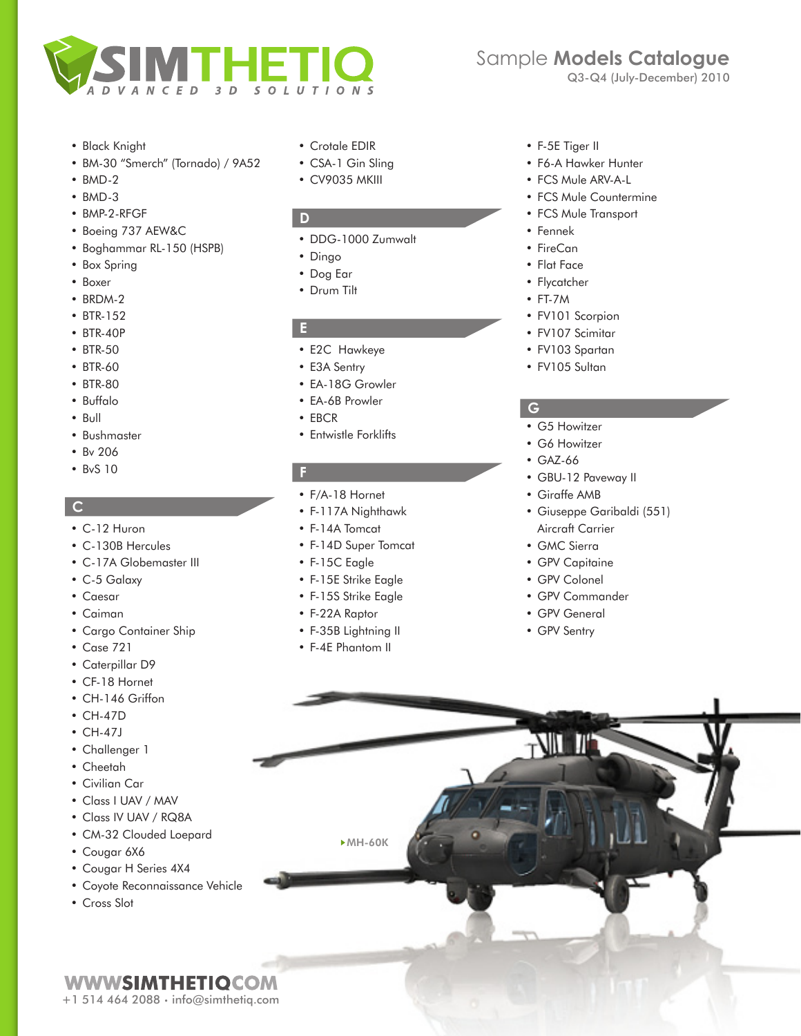# SIMTHETIQ

ADVANCED 3D SOLUTIONS

Sample **Models Catalogue**

Q3-Q4 (July-December) 2010

- Black Knight
- BM-30 "Smerch" (Tornado) / 9A52
- BMD-2
- BMD-3
- BMP-2-RFGF
- Boeing 737 AEW&C
- Boghammar RL-150 (HSPB)
- Box Spring
- Boxer
- BRDM-2
- BTR-152
- BTR-40P
- BTR-50
- BTR-60
- BTR-80
- Buffalo
- Bull
- Bushmaster
- Bv 206
- BvS 10

## C

- C-12 Huron
- C-130B Hercules
- C-17A Globemaster III
- C-5 Galaxy
- Caesar
- Caiman
- Cargo Container Ship
- Case 721
- Caterpillar D9
- CF-18 Hornet
- CH-146 Griffon
- CH-47D
- CH-47J
- Challenger 1
- Cheetah
- Civilian Car
- Class I UAV / MAV
- Class IV UAV / RQ8A
- CM-32 Clouded Loepard
- Cougar 6X6
- Cougar H Series 4X4
- Coyote Reconnaissance Vehicle
- Cross Slot
- Crotale EDIR
- CSA-1 Gin Sling
- CV9035 MKIII

## D

- DDG-1000 Zumwalt
- Dingo
- Dog Ear
- Drum Tilt

## E

- E2C Hawkeye
- E3A Sentry
- EA-18G Growler
- EA-6B Prowler
- EBCR
- Entwistle Forklifts

## F

- F/A-18 Hornet
- F-117A Nighthawk
- F-14A Tomcat
- F-14D Super Tomcat
- F-15C Eagle
- F-15E Strike Eagle
- F-15S Strike Eagle
- F-22A Raptor
- F-35B Lightning II
- F-4E Phantom II
- F-5E Tiger II
- F6-A Hawker Hunter
- FCS Mule ARV-A-L
- FCS Mule Countermine
- FCS Mule Transport
- Fennek
- FireCan
- Flat Face
- Flycatcher
- FT-7M
- FV101 Scorpion
- FV107 Scimitar
- FV103 Spartan
- FV105 Sultan

## G

- G5 Howitzer
- G6 Howitzer
- GAZ-66
- GBU-12 Paveway II
- Giraffe AMB
- Giuseppe Garibaldi (551) Aircraft Carrier
- GMC Sierra
- GPV Capitaine
- GPV Colonel
- GPV Commander
- GPV General
- GPV Sentry

▸MH-60K

WWWSIMTHETIQCOM
+1 514 464 2088 • info@simthetiq.com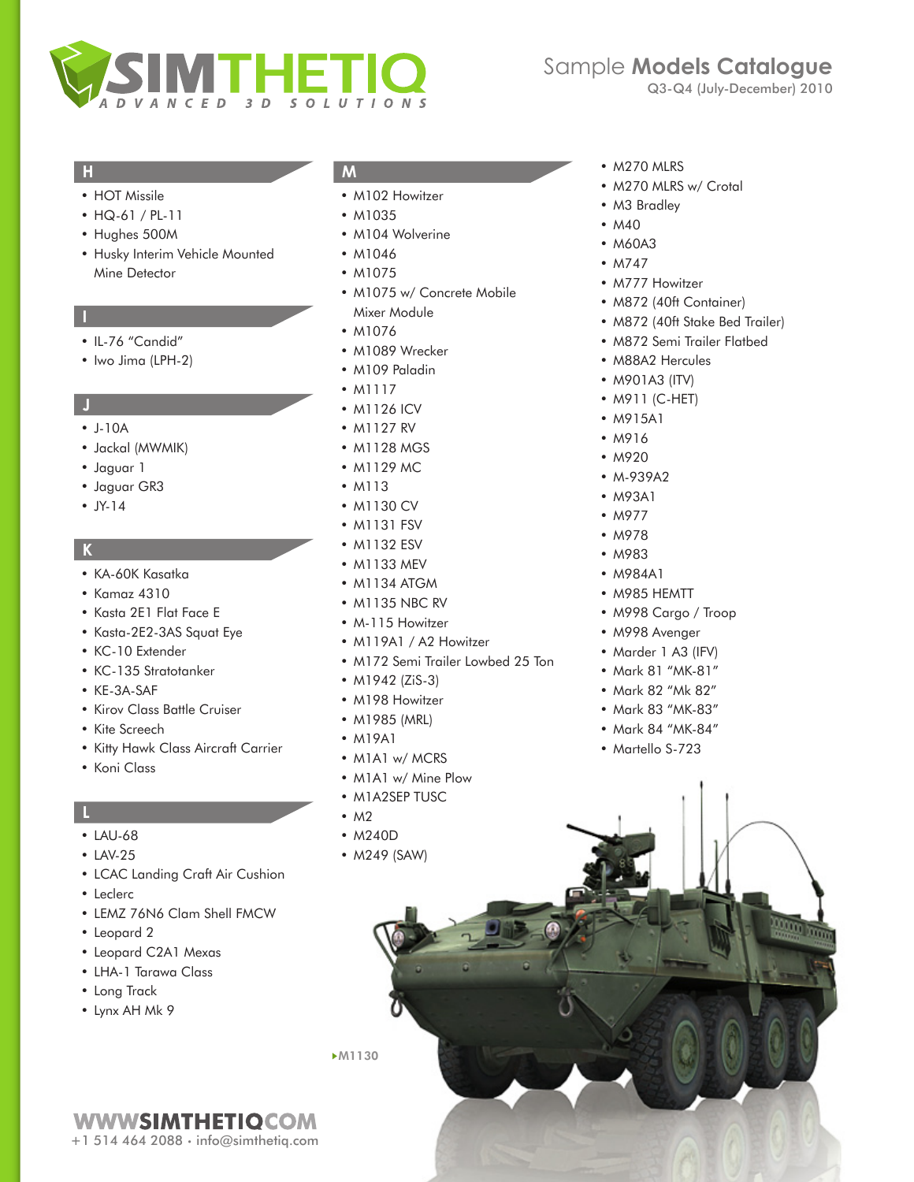# SIMTHETIQ

ADVANCED 3D SOLUTIONS

Sample **Models Catalogue**

Q3-Q4 (July-December) 2010

## H

- HOT Missile
- HQ-61 / PL-11
- Hughes 500M
- Husky Interim Vehicle Mounted Mine Detector

## I

- IL-76 "Candid"
- Iwo Jima (LPH-2)

## J

- J-10A
- Jackal (MWMIK)
- Jaguar 1
- Jaguar GR3
- JY-14

## K

- KA-60K Kasatka
- Kamaz 4310
- Kasta 2E1 Flat Face E
- Kasta-2E2-3AS Squat Eye
- KC-10 Extender
- KC-135 Stratotanker
- KE-3A-SAF
- Kirov Class Battle Cruiser
- Kite Screech
- Kitty Hawk Class Aircraft Carrier
- Koni Class

## L

- LAU-68
- LAV-25
- LCAC Landing Craft Air Cushion
- Leclerc
- LEMZ 76N6 Clam Shell FMCW
- Leopard 2
- Leopard C2A1 Mexas
- LHA-1 Tarawa Class
- Long Track
- Lynx AH Mk 9

## M

- M102 Howitzer
- M1035
- M104 Wolverine
- M1046
- M1075
- M1075 w/ Concrete Mobile Mixer Module
- M1076
- M1089 Wrecker
- M109 Paladin
- M1117
- M1126 ICV
- M1127 RV
- M1128 MGS
- M1129 MC
- M113
- M1130 CV
- M1131 FSV
- M1132 ESV
- M1133 MEV
- M1134 ATGM
- M1135 NBC RV
- M-115 Howitzer
- M119A1 / A2 Howitzer
- M172 Semi Trailer Lowbed 25 Ton
- M1942 (ZiS-3)
- M198 Howitzer
- M1985 (MRL)
- M19A1
- M1A1 w/ MCRS
- M1A1 w/ Mine Plow
- M1A2SEP TUSC
- M2
- M240D
- M249 (SAW)
- M270 MLRS
- M270 MLRS w/ Crotal
- M3 Bradley
- M40
- M60A3
- M747
- M777 Howitzer
- M872 (40ft Container)
- M872 (40ft Stake Bed Trailer)
- M872 Semi Trailer Flatbed
- M88A2 Hercules
- M901A3 (ITV)
- M911 (C-HET)
- M915A1
- M916
- M920
- M-939A2
- M93A1
- M977
- M978
- M983
- M984A1
- M985 HEMTT
- M998 Cargo / Troop
- M998 Avenger
- Marder 1 A3 (IFV)
- Mark 81 "MK-81"
- Mark 82 "Mk 82"
- Mark 83 "MK-83"
- Mark 84 "MK-84"
- Martello S-723

▸M1130

WWWSIMTHETIQCOM

+1 514 464 2088 • info@simthetiq.com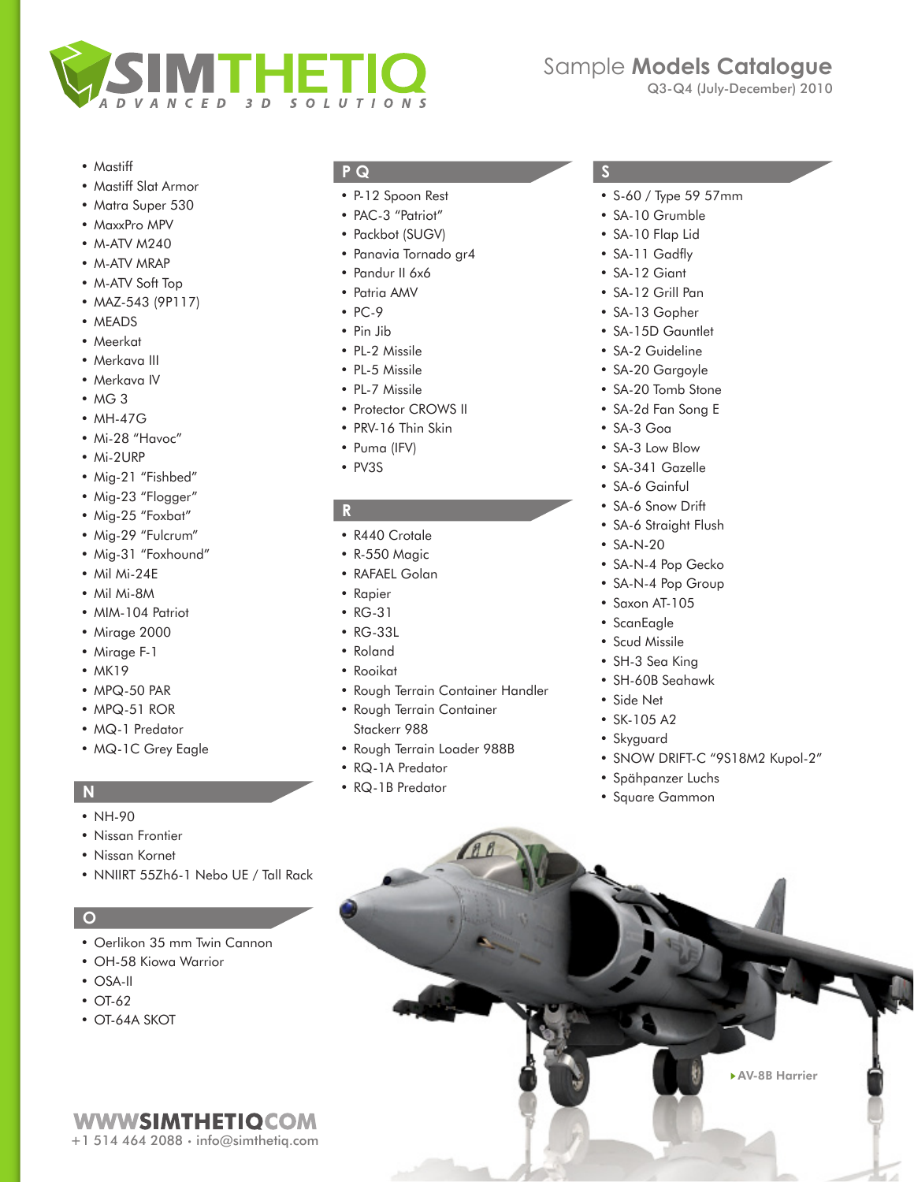# SIMTHETIQ

ADVANCED 3D SOLUTIONS

## Sample Models Catalogue

Q3-Q4 (July-December) 2010

- Mastiff
- Mastiff Slat Armor
- Matra Super 530
- MaxxPro MPV
- M-ATV M240
- M-ATV MRAP
- M-ATV Soft Top
- MAZ-543 (9P117)
- MEADS
- Meerkat
- Merkava III
- Merkava IV
- MG 3
- MH-47G
- Mi-28 "Havoc"
- Mi-2URP
- Mig-21 "Fishbed"
- Mig-23 "Flogger"
- Mig-25 "Foxbat"
- Mig-29 "Fulcrum"
- Mig-31 "Foxhound"
- Mil Mi-24E
- Mil Mi-8M
- MIM-104 Patriot
- Mirage 2000
- Mirage F-1
- MK19
- MPQ-50 PAR
- MPQ-51 ROR
- MQ-1 Predator
- MQ-1C Grey Eagle

### N

- NH-90
- Nissan Frontier
- Nissan Kornet
- NNIIRT 55Zh6-1 Nebo UE / Tall Rack

### O

- Oerlikon 35 mm Twin Cannon
- OH-58 Kiowa Warrior
- OSA-II
- OT-62
- OT-64A SKOT

### P Q

- P-12 Spoon Rest
- PAC-3 "Patriot"
- Packbot (SUGV)
- Panavia Tornado gr4
- Pandur II 6x6
- Patria AMV
- PC-9
- Pin Jib
- PL-2 Missile
- PL-5 Missile
- PL-7 Missile
- Protector CROWS II
- PRV-16 Thin Skin
- Puma (IFV)
- PV3S

### R

- R440 Crotale
- R-550 Magic
- RAFAEL Golan
- Rapier
- RG-31
- RG-33L
- Roland
- Rooikat
- Rough Terrain Container Handler
- Rough Terrain Container Stackerr 988
- Rough Terrain Loader 988B
- RQ-1A Predator
- RQ-1B Predator

### S

- S-60 / Type 59 57mm
- SA-10 Grumble
- SA-10 Flap Lid
- SA-11 Gadfly
- SA-12 Giant
- SA-12 Grill Pan
- SA-13 Gopher
- SA-15D Gauntlet
- SA-2 Guideline
- SA-20 Gargoyle
- SA-20 Tomb Stone
- SA-2d Fan Song E
- SA-3 Goa
- SA-3 Low Blow
- SA-341 Gazelle
- SA-6 Gainful
- SA-6 Snow Drift
- SA-6 Straight Flush
- SA-N-20
- SA-N-4 Pop Gecko
- SA-N-4 Pop Group
- Saxon AT-105
- ScanEagle
- Scud Missile
- SH-3 Sea King
- SH-60B Seahawk
- Side Net
- SK-105 A2
- Skyguard
- SNOW DRIFT-C "9S18M2 Kupol-2"
- Spähpanzer Luchs
- Square Gammon

AV-8B Harrier

WWWSIMTHETIQCOM

+1 514 464 2088 • info@simthetiq.com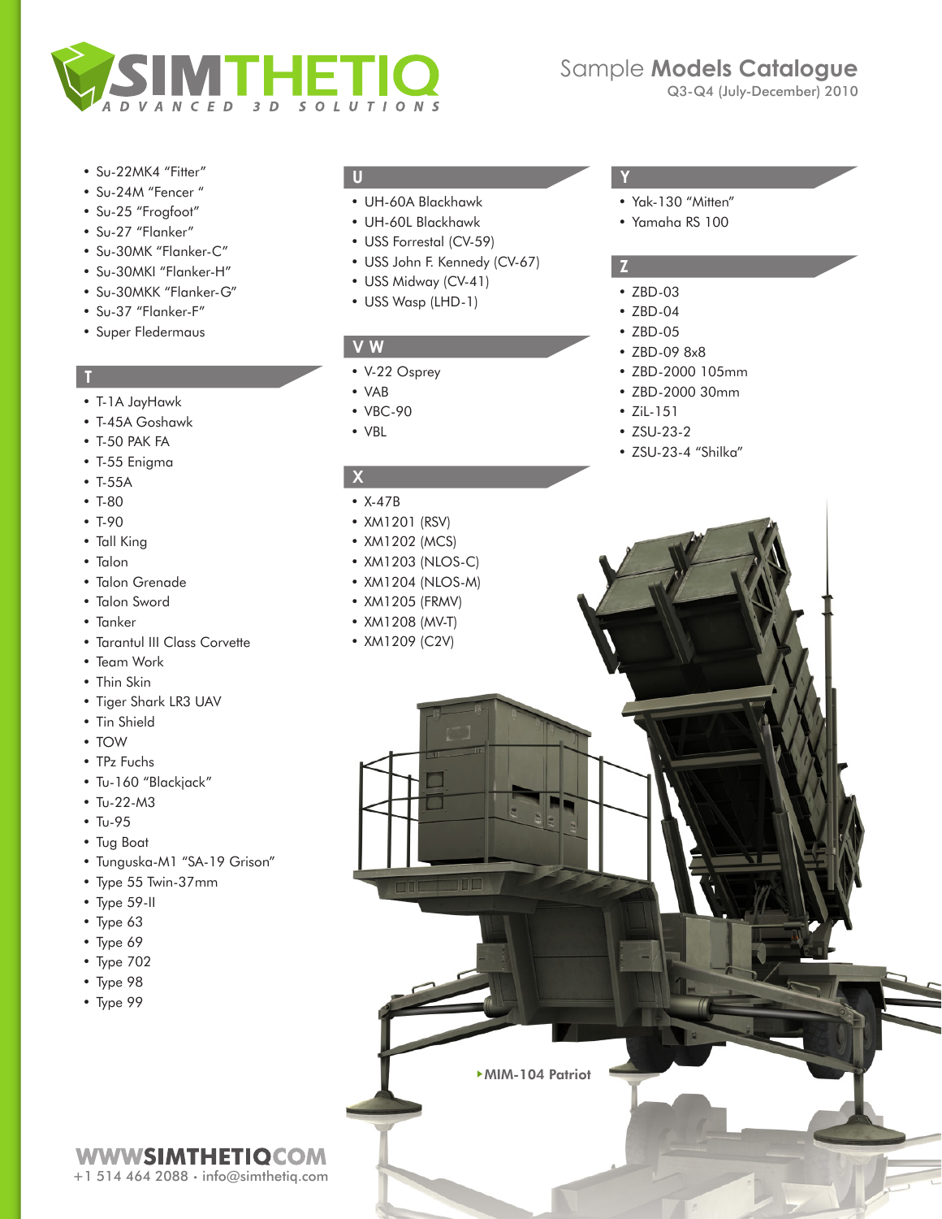# SIMTHETIQ — ADVANCED 3D SOLUTIONS

## Sample Models Catalogue
Q3-Q4 (July-December) 2010

- Su-22MK4 “Fitter”
- Su-24M “Fencer ”
- Su-25 “Frogfoot”
- Su-27 “Flanker”
- Su-30MK “Flanker-C”
- Su-30MKI “Flanker-H”
- Su-30MKK “Flanker-G”
- Su-37 “Flanker-F”
- Super Fledermaus

## T

- T-1A JayHawk
- T-45A Goshawk
- T-50 PAK FA
- T-55 Enigma
- T-55A
- T-80
- T-90
- Tall King
- Talon
- Talon Grenade
- Talon Sword
- Tanker
- Tarantul III Class Corvette
- Team Work
- Thin Skin
- Tiger Shark LR3 UAV
- Tin Shield
- TOW
- TPz Fuchs
- Tu-160 “Blackjack”
- Tu-22-M3
- Tu-95
- Tug Boat
- Tunguska-M1 “SA-19 Grison”
- Type 55 Twin-37mm
- Type 59-II
- Type 63
- Type 69
- Type 702
- Type 98
- Type 99

## U

- UH-60A Blackhawk
- UH-60L Blackhawk
- USS Forrestal (CV-59)
- USS John F. Kennedy (CV-67)
- USS Midway (CV-41)
- USS Wasp (LHD-1)

## V W

- V-22 Osprey
- VAB
- VBC-90
- VBL

## X

- X-47B
- XM1201 (RSV)
- XM1202 (MCS)
- XM1203 (NLOS-C)
- XM1204 (NLOS-M)
- XM1205 (FRMV)
- XM1208 (MV-T)
- XM1209 (C2V)

## Y

- Yak-130 “Mitten”
- Yamaha RS 100

## Z

- ZBD-03
- ZBD-04
- ZBD-05
- ZBD-09 8x8
- ZBD-2000 105mm
- ZBD-2000 30mm
- ZiL-151
- ZSU-23-2
- ZSU-23-4 “Shilka”

MIM-104 Patriot

WWWSIMTHETIQCOM
+1 514 464 2088 • info@simthetiq.com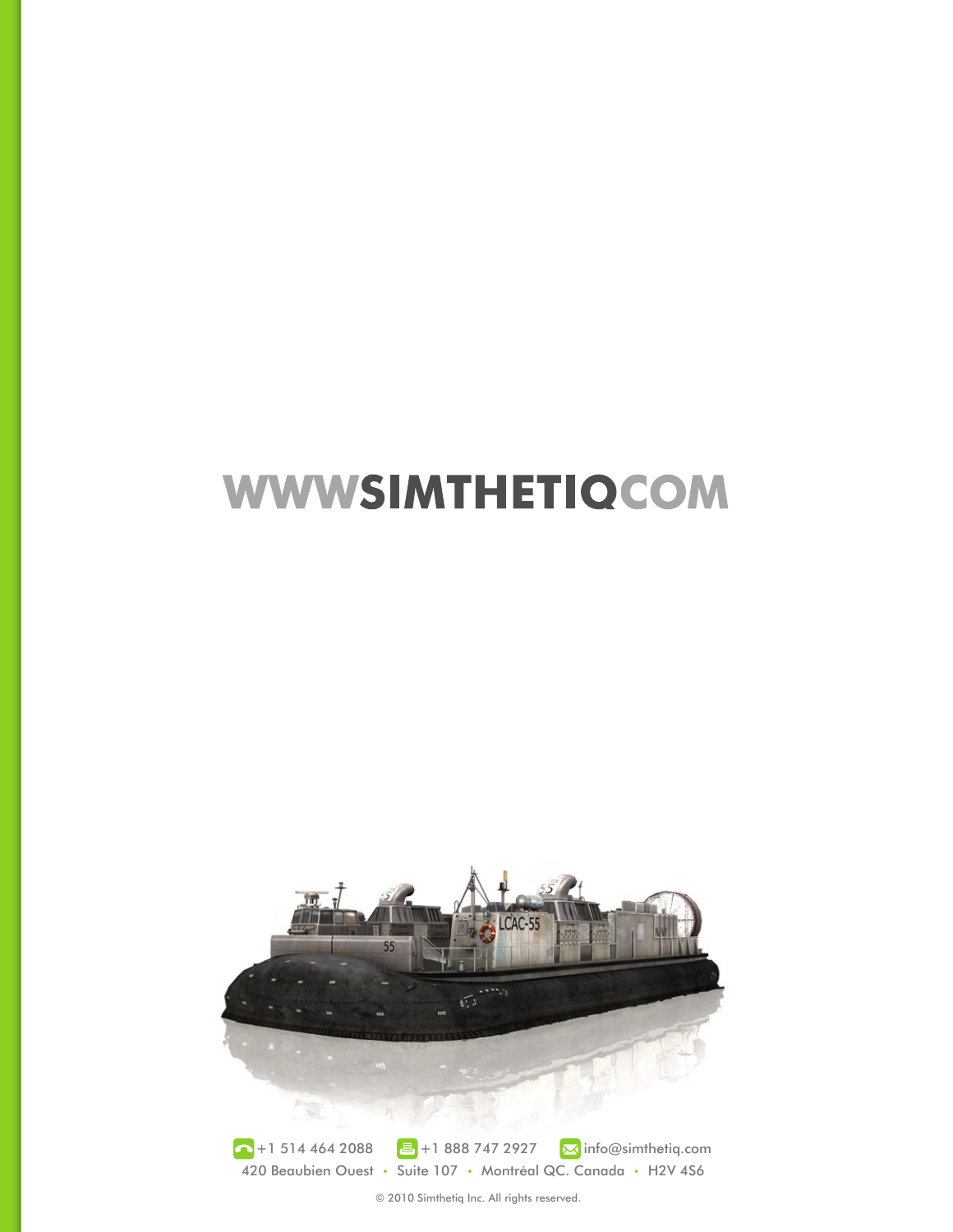WWWSIMTHETIQCOM

+1 514 464 2088 +1 888 747 2927 info@simthetiq.com

420 Beaubien Ouest • Suite 107 • Montréal QC. Canada • H2V 4S6

© 2010 Simthetiq Inc. All rights reserved.